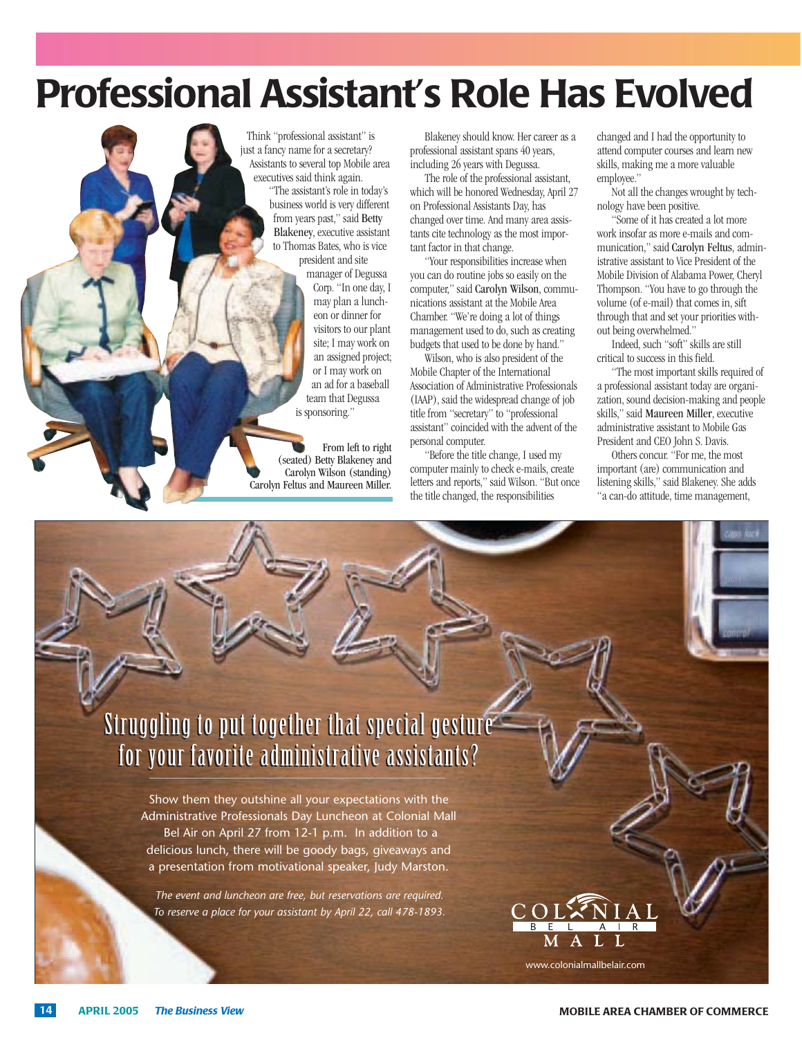# Professional Assistant's Role Has Evolved

Think "professional assistant" is just a fancy name for a secretary? Assistants to several top Mobile area executives said think again.

"The assistant's role in today's business world is very different from years past," said Betty Blakeney, executive assistant to Thomas Bates, who is vice president and site manager of Degussa Corp. "In one day, I may plan a luncheon or dinner for visitors to our plant site; I may work on an assigned project; or I may work on an ad for a baseball team that Degussa is sponsoring."

From left to right (seated) Betty Blakeney and Carolyn Wilson (standing) Carolyn Feltus and Maureen Miller.

Blakeney should know. Her career as a professional assistant spans 40 years, including 26 years with Degussa.

The role of the professional assistant, which will be honored Wednesday, April 27 on Professional Assistants Day, has changed over time. And many area assistants cite technology as the most important factor in that change.

"Your responsibilities increase when you can do routine jobs so easily on the computer," said Carolyn Wilson, communications assistant at the Mobile Area Chamber. "We're doing a lot of things management used to do, such as creating budgets that used to be done by hand."

Wilson, who is also president of the Mobile Chapter of the International Association of Administrative Professionals (IAAP), said the widespread change of job title from "secretary" to "professional assistant" coincided with the advent of the personal computer.

"Before the title change, I used my computer mainly to check e-mails, create letters and reports," said Wilson. "But once the title changed, the responsibilities changed and I had the opportunity to attend computer courses and learn new skills, making me a more valuable employee."

Not all the changes wrought by technology have been positive.

"Some of it has created a lot more work insofar as more e-mails and communication," said Carolyn Feltus, administrative assistant to Vice President of the Mobile Division of Alabama Power, Cheryl Thompson. "You have to go through the volume (of e-mail) that comes in, sift through that and set your priorities without being overwhelmed."

Indeed, such "soft" skills are still critical to success in this field.

"The most important skills required of a professional assistant today are organization, sound decision-making and people skills," said Maureen Miller, executive administrative assistant to Mobile Gas President and CEO John S. Davis.

Others concur. "For me, the most important (are) communication and listening skills," said Blakeney. She adds "a can-do attitude, time management,

---

## Struggling to put together that special gesture for your favorite administrative assistants?

Show them they outshine all your expectations with the Administrative Professionals Day Luncheon at Colonial Mall Bel Air on April 27 from 12-1 p.m. In addition to a delicious lunch, there will be goody bags, giveaways and a presentation from motivational speaker, Judy Marston.

*The event and luncheon are free, but reservations are required. To reserve a place for your assistant by April 22, call 478-1893.*

COLONIAL BEL AIR MALL

www.colonialmallbelair.com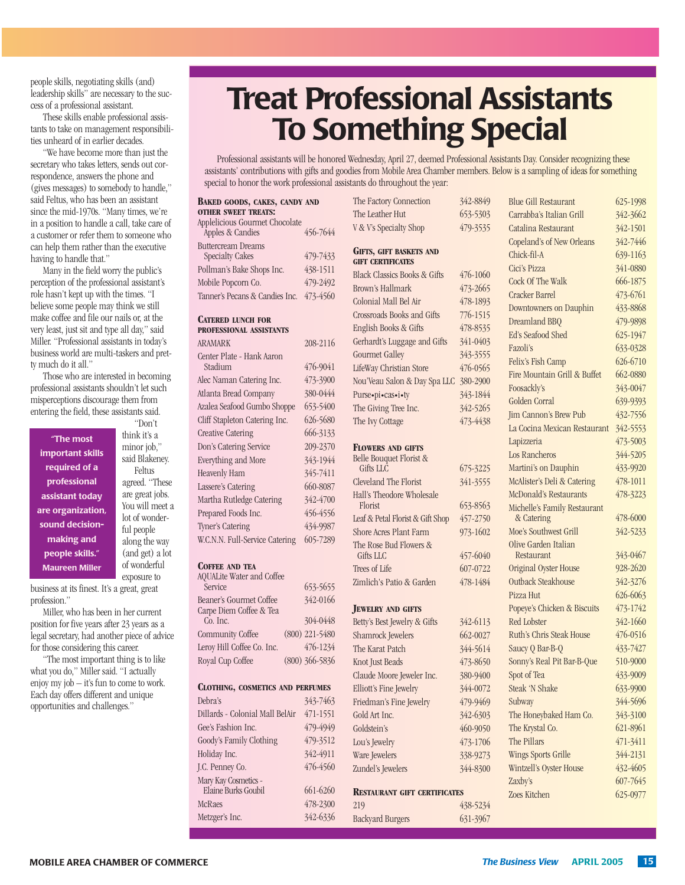people skills, negotiating skills (and) leadership skills" are necessary to the success of a professional assistant.

These skills enable professional assistants to take on management responsibilities unheard of in earlier decades.

"We have become more than just the secretary who takes letters, sends out correspondence, answers the phone and (gives messages) to somebody to handle," said Feltus, who has been an assistant since the mid-1970s. "Many times, we're in a position to handle a call, take care of a customer or refer them to someone who can help them rather than the executive having to handle that."

Many in the field worry the public's perception of the professional assistant's role hasn't kept up with the times. "I believe some people may think we still make coffee and file our nails or, at the very least, just sit and type all day," said Miller. "Professional assistants in today's business world are multi-taskers and pretty much do it all."

Those who are interested in becoming professional assistants shouldn't let such misperceptions discourage them from entering the field, these assistants said.

> **"The most important skills required of a professional assistant today are organization, sound decision-making and people skills."**
> **Maureen Miller**

"Don't think it's a minor job," said Blakeney.

Feltus agreed. "These are great jobs. You will meet a lot of wonderful people along the way (and get) a lot of wonderful exposure to business at its finest. It's a great, great profession."

Miller, who has been in her current position for five years after 23 years as a legal secretary, had another piece of advice for those considering this career.

"The most important thing is to like what you do," Miller said. "I actually enjoy my job – it's fun to come to work. Each day offers different and unique opportunities and challenges."

# Treat Professional Assistants To Something Special

Professional assistants will be honored Wednesday, April 27, deemed Professional Assistants Day. Consider recognizing these assistants' contributions with gifts and goodies from Mobile Area Chamber members. Below is a sampling of ideas for something special to honor the work professional assistants do throughout the year:

### Baked goods, cakes, candy and other sweet treats:

| | |
|---|---|
| Applelicious Gourmet Chocolate Apples & Candies | 456-7644 |
| Buttercream Dreams Specialty Cakes | 479-7433 |
| Pollman's Bake Shops Inc. | 438-1511 |
| Mobile Popcorn Co. | 479-2492 |
| Tanner's Pecans & Candies Inc. | 473-4560 |

### Catered lunch for professional assistants

| | |
|---|---|
| ARAMARK | 208-2116 |
| Center Plate - Hank Aaron Stadium | 476-9041 |
| Alec Naman Catering Inc. | 473-3900 |
| Atlanta Bread Company | 380-0444 |
| Azalea Seafood Gumbo Shoppe | 653-5400 |
| Cliff Stapleton Catering Inc. | 626-5680 |
| Creative Catering | 666-3133 |
| Don's Catering Service | 209-2370 |
| Everything and More | 343-1944 |
| Heavenly Ham | 345-7411 |
| Lassere's Catering | 660-8087 |
| Martha Rutledge Catering | 342-4700 |
| Prepared Foods Inc. | 456-4556 |
| Tyner's Catering | 434-9987 |
| W.C.N.N. Full-Service Catering | 605-7289 |

### Coffee and tea

| | |
|---|---|
| AQUALite Water and Coffee Service | 653-5655 |
| Beaner's Gourmet Coffee | 342-0166 |
| Carpe Diem Coffee & Tea Co. Inc. | 304-0448 |
| Community Coffee | (800) 221-5480 |
| Leroy Hill Coffee Co. Inc. | 476-1234 |
| Royal Cup Coffee | (800) 366-5836 |

### Clothing, cosmetics and perfumes

| | |
|---|---|
| Debra's | 343-7463 |
| Dillards - Colonial Mall BelAir | 471-1551 |
| Gee's Fashion Inc. | 479-4949 |
| Goody's Family Clothing | 479-3512 |
| Holiday Inc. | 342-4911 |
| J.C. Penney Co. | 476-4560 |
| Mary Kay Cosmetics - Elaine Burks Goubil | 661-6260 |
| McRaes | 478-2300 |
| Metzger's Inc. | 342-6336 |
| The Factory Connection | 342-8849 |
| The Leather Hut | 653-5303 |
| V & V's Specialty Shop | 479-3535 |

### Gifts, gift baskets and gift certificates

| | |
|---|---|
| Black Classics Books & Gifts | 476-1060 |
| Brown's Hallmark | 473-2665 |
| Colonial Mall Bel Air | 478-1893 |
| Crossroads Books and Gifts | 776-1515 |
| English Books & Gifts | 478-8535 |
| Gerhardt's Luggage and Gifts | 341-0403 |
| Gourmet Galley | 343-3555 |
| LifeWay Christian Store | 476-0565 |
| Nou'Veau Salon & Day Spa LLC | 380-2900 |
| Purse•pi•cas•i•ty | 343-1844 |
| The Giving Tree Inc. | 342-5265 |
| The Ivy Cottage | 473-4438 |

### Flowers and gifts

| | |
|---|---|
| Belle Bouquet Florist & Gifts LLC | 675-3225 |
| Cleveland The Florist | 341-3555 |
| Hall's Theodore Wholesale Florist | 653-8563 |
| Leaf & Petal Florist & Gift Shop | 457-2750 |
| Shore Acres Plant Farm | 973-1602 |
| The Rose Bud Flowers & Gifts LLC | 457-6040 |
| Trees of Life | 607-0722 |
| Zimlich's Patio & Garden | 478-1484 |

### Jewelry and gifts

| | |
|---|---|
| Betty's Best Jewelry & Gifts | 342-6113 |
| Shamrock Jewelers | 662-0027 |
| The Karat Patch | 344-5614 |
| Knot Just Beads | 473-8650 |
| Claude Moore Jeweler Inc. | 380-9400 |
| Elliott's Fine Jewelry | 344-0072 |
| Friedman's Fine Jewelry | 479-9469 |
| Gold Art Inc. | 342-6303 |
| Goldstein's | 460-9050 |
| Lou's Jewelry | 473-1706 |
| Ware Jewelers | 338-9273 |
| Zundel's Jewelers | 344-8300 |

### Restaurant gift certificates

| | |
|---|---|
| 219 | 438-5234 |
| Backyard Burgers | 631-3967 |
| Blue Gill Restaurant | 625-1998 |
| Carrabba's Italian Grill | 342-3662 |
| Catalina Restaurant | 342-1501 |
| Copeland's of New Orleans | 342-7446 |
| Chick-fil-A | 639-1163 |
| Cici's Pizza | 341-0880 |
| Cock Of The Walk | 666-1875 |
| Cracker Barrel | 473-6761 |
| Downtowners on Dauphin | 433-8868 |
| Dreamland BBQ | 479-9898 |
| Ed's Seafood Shed | 625-1947 |
| Fazoli's | 633-0328 |
| Felix's Fish Camp | 626-6710 |
| Fire Mountain Grill & Buffet | 662-0880 |
| Foosackly's | 343-0047 |
| Golden Corral | 639-9393 |
| Jim Cannon's Brew Pub | 432-7556 |
| La Cocina Mexican Restaurant | 342-5553 |
| Lapizzeria | 473-5003 |
| Los Rancheros | 344-5205 |
| Martini's on Dauphin | 433-9920 |
| McAlister's Deli & Catering | 478-1011 |
| McDonald's Restaurants | 478-3223 |
| Michelle's Family Restaurant & Catering | 478-6000 |
| Moe's Southwest Grill | 342-5233 |
| Olive Garden Italian Restaurant | 343-0467 |
| Original Oyster House | 928-2620 |
| Outback Steakhouse | 342-3276 |
| Pizza Hut | 626-6063 |
| Popeye's Chicken & Biscuits | 473-1742 |
| Red Lobster | 342-1660 |
| Ruth's Chris Steak House | 476-0516 |
| Saucy Q Bar-B-Q | 433-7427 |
| Sonny's Real Pit Bar-B-Que | 510-9000 |
| Spot of Tea | 433-9009 |
| Steak 'N Shake | 633-9900 |
| Subway | 344-5696 |
| The Honeybaked Ham Co. | 343-3100 |
| The Krystal Co. | 621-8961 |
| The Pillars | 471-3411 |
| Wings Sports Grille | 344-2131 |
| Wintzell's Oyster House | 432-4605 |
| Zaxby's | 607-7645 |
| Zoes Kitchen | 625-0977 |